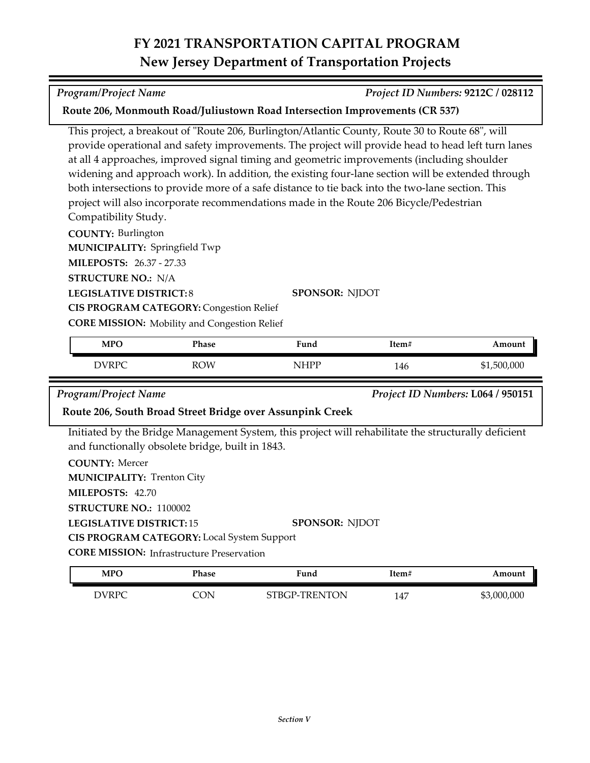# FY 2021 TRANSPORTATION CAPITAL PROGRAM
## New Jersey Department of Transportation Projects

*Program/Project Name* — *Project ID Numbers:* **9212C / 028112**

### Route 206, Monmouth Road/Juliustown Road Intersection Improvements (CR 537)

This project, a breakout of "Route 206, Burlington/Atlantic County, Route 30 to Route 68", will provide operational and safety improvements. The project will provide head to head left turn lanes at all 4 approaches, improved signal timing and geometric improvements (including shoulder widening and approach work). In addition, the existing four-lane section will be extended through both intersections to provide more of a safe distance to tie back into the two-lane section. This project will also incorporate recommendations made in the Route 206 Bicycle/Pedestrian Compatibility Study.

**COUNTY:** Burlington
**MUNICIPALITY:** Springfield Twp
**MILEPOSTS:** 26.37 - 27.33
**STRUCTURE NO.:** N/A
**LEGISLATIVE DISTRICT:** 8
**SPONSOR:** NJDOT
**CIS PROGRAM CATEGORY:** Congestion Relief
**CORE MISSION:** Mobility and Congestion Relief

| MPO | Phase | Fund | Item# | Amount |
|---|---|---|---|---|
| DVRPC | ROW | NHPP | 146 | $1,500,000 |

*Program/Project Name* — *Project ID Numbers:* **L064 / 950151**

### Route 206, South Broad Street Bridge over Assunpink Creek

Initiated by the Bridge Management System, this project will rehabilitate the structurally deficient and functionally obsolete bridge, built in 1843.

**COUNTY:** Mercer
**MUNICIPALITY:** Trenton City
**MILEPOSTS:** 42.70
**STRUCTURE NO.:** 1100002
**LEGISLATIVE DISTRICT:** 15
**SPONSOR:** NJDOT
**CIS PROGRAM CATEGORY:** Local System Support
**CORE MISSION:** Infrastructure Preservation

| MPO | Phase | Fund | Item# | Amount |
|---|---|---|---|---|
| DVRPC | CON | STBGP-TRENTON | 147 | $3,000,000 |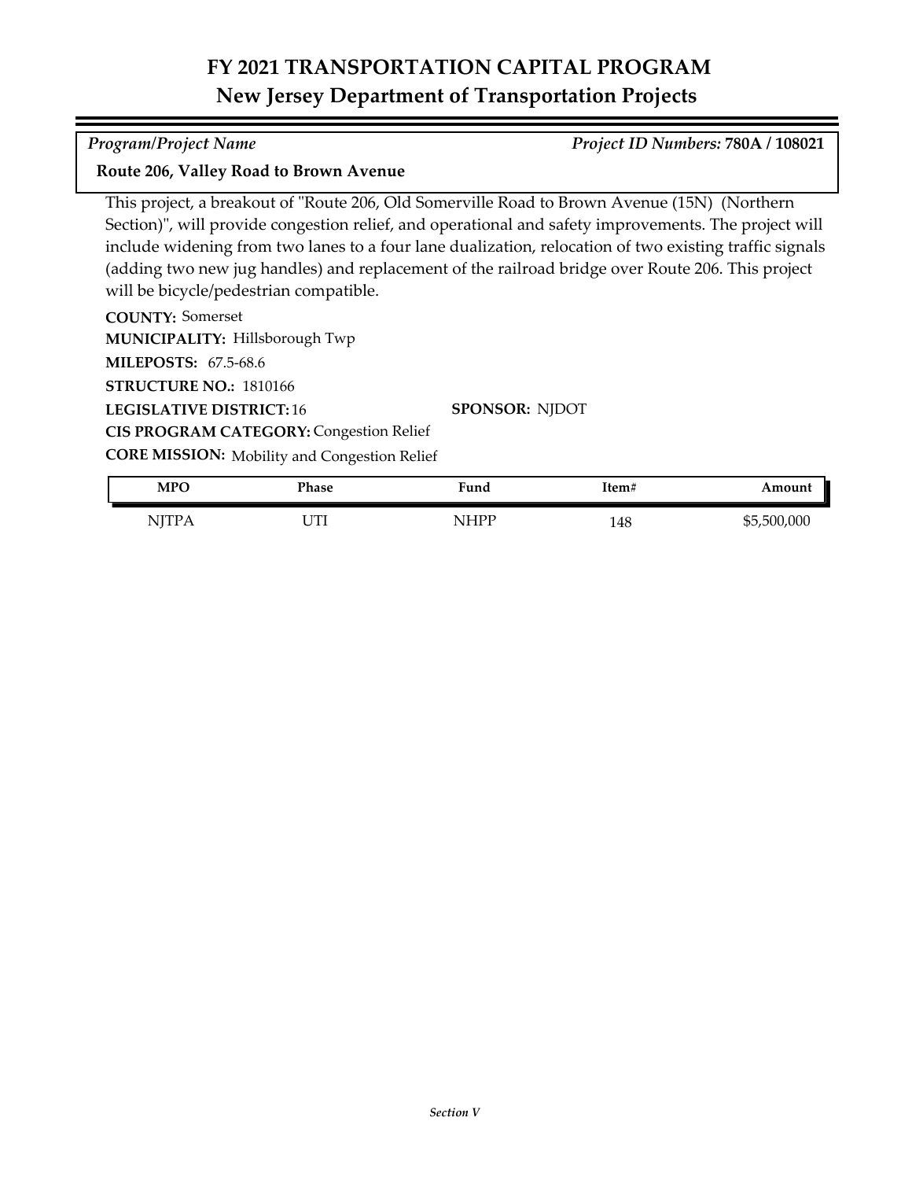# FY 2021 TRANSPORTATION CAPITAL PROGRAM
## New Jersey Department of Transportation Projects

*Program/Project Name* — *Project ID Numbers:* **780A / 108021**

**Route 206, Valley Road to Brown Avenue**

This project, a breakout of "Route 206, Old Somerville Road to Brown Avenue (15N) (Northern Section)", will provide congestion relief, and operational and safety improvements. The project will include widening from two lanes to a four lane dualization, relocation of two existing traffic signals (adding two new jug handles) and replacement of the railroad bridge over Route 206. This project will be bicycle/pedestrian compatible.

**COUNTY:** Somerset
**MUNICIPALITY:** Hillsborough Twp
**MILEPOSTS:** 67.5-68.6
**STRUCTURE NO.:** 1810166
**LEGISLATIVE DISTRICT:** 16
**SPONSOR:** NJDOT
**CIS PROGRAM CATEGORY:** Congestion Relief
**CORE MISSION:** Mobility and Congestion Relief

| MPO | Phase | Fund | Item# | Amount |
|---|---|---|---|---|
| NJTPA | UTI | NHPP | 148 | $5,500,000 |